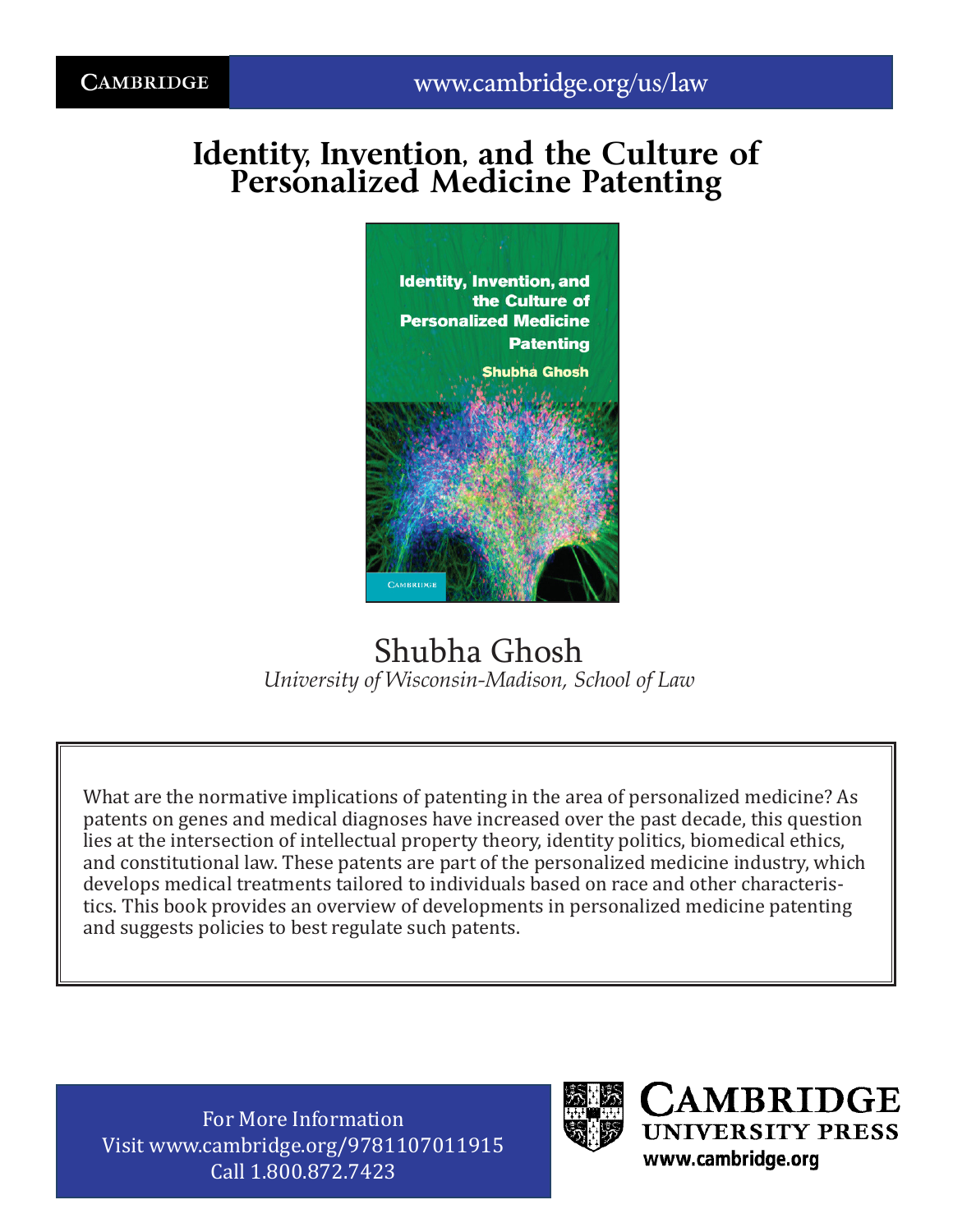CAMBRIDGE

www.cambridge.org/us/law

# Identity, Invention, and the Culture of Personalized Medicine Patenting

Shubha Ghosh

*University of Wisconsin-Madison, School of Law*

What are the normative implications of patenting in the area of personalized medicine? As patents on genes and medical diagnoses have increased over the past decade, this question lies at the intersection of intellectual property theory, identity politics, biomedical ethics, and constitutional law. These patents are part of the personalized medicine industry, which develops medical treatments tailored to individuals based on race and other characteristics. This book provides an overview of developments in personalized medicine patenting and suggests policies to best regulate such patents.

For More Information
Visit www.cambridge.org/9781107011915
Call 1.800.872.7423

CAMBRIDGE UNIVERSITY PRESS
www.cambridge.org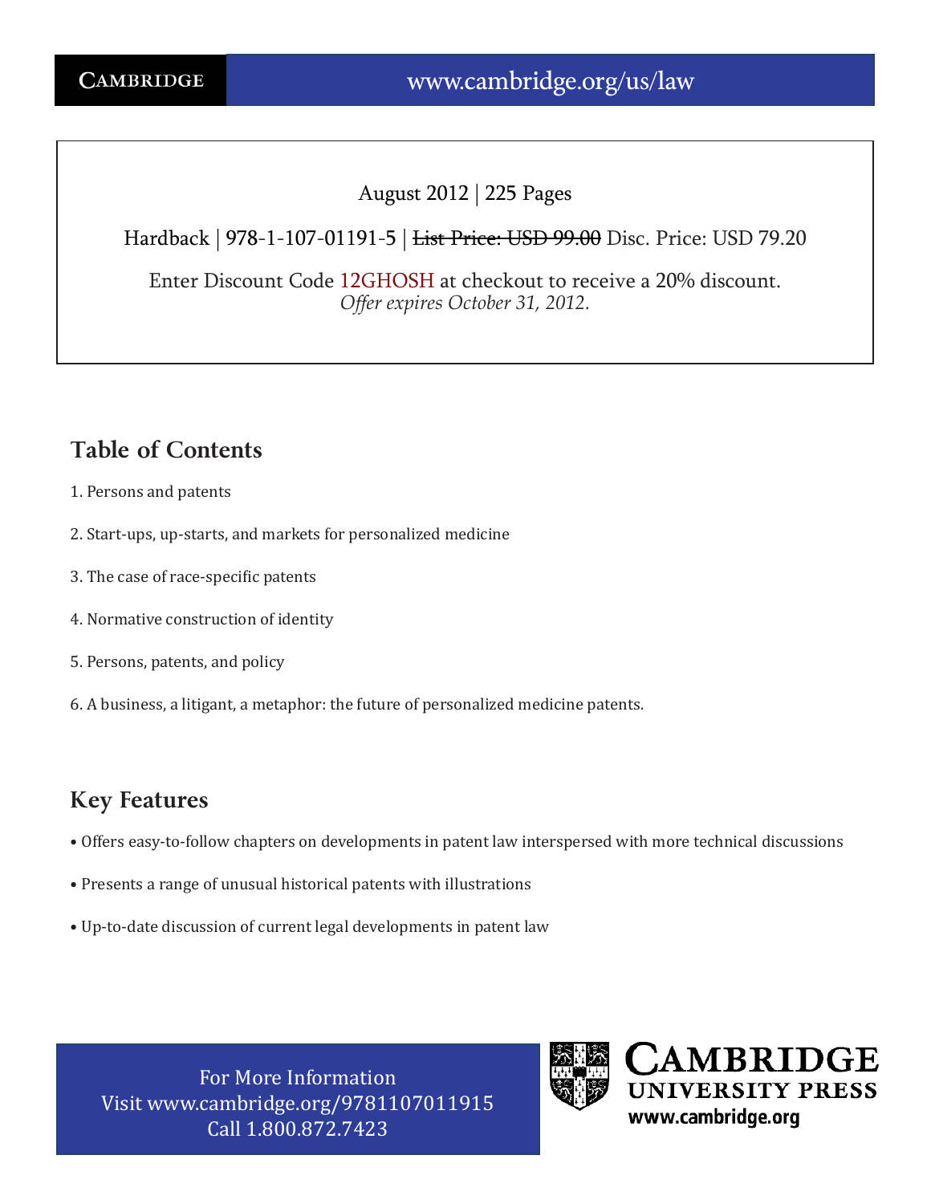**CAMBRIDGE** www.cambridge.org/us/law

August 2012 | 225 Pages

Hardback | 978-1-107-01191-5 | ~~List Price: USD 99.00~~ Disc. Price: USD 79.20

Enter Discount Code 12GHOSH at checkout to receive a 20% discount.
*Offer expires October 31, 2012.*

## Table of Contents

1. Persons and patents

2. Start-ups, up-starts, and markets for personalized medicine

3. The case of race-specific patents

4. Normative construction of identity

5. Persons, patents, and policy

6. A business, a litigant, a metaphor: the future of personalized medicine patents.

## Key Features

- Offers easy-to-follow chapters on developments in patent law interspersed with more technical discussions
- Presents a range of unusual historical patents with illustrations
- Up-to-date discussion of current legal developments in patent law

For More Information
Visit www.cambridge.org/9781107011915
Call 1.800.872.7423

CAMBRIDGE UNIVERSITY PRESS
www.cambridge.org